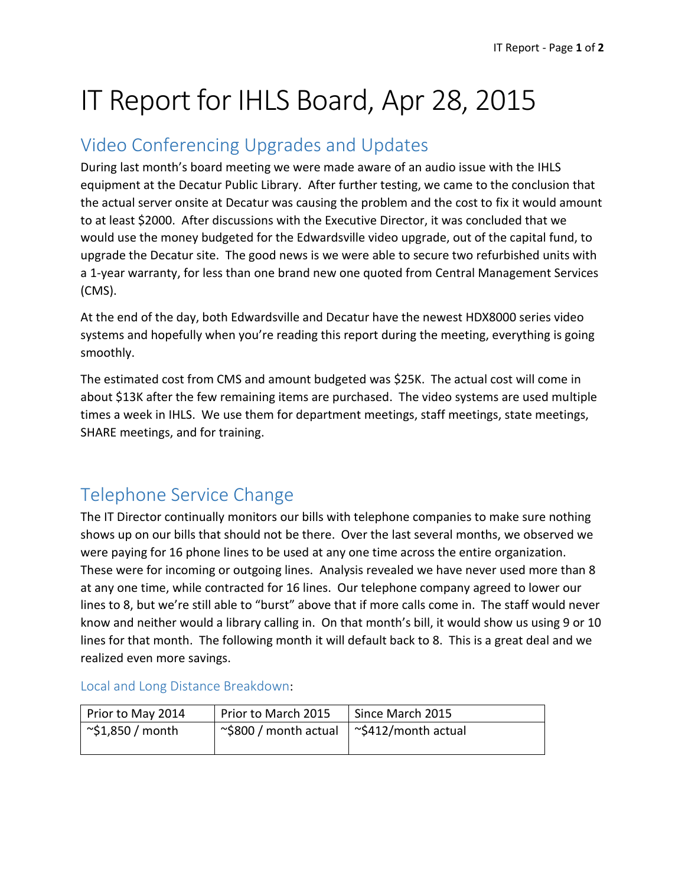# IT Report for IHLS Board, Apr 28, 2015

## Video Conferencing Upgrades and Updates

During last month's board meeting we were made aware of an audio issue with the IHLS equipment at the Decatur Public Library. After further testing, we came to the conclusion that the actual server onsite at Decatur was causing the problem and the cost to fix it would amount to at least $2000. After discussions with the Executive Director, it was concluded that we would use the money budgeted for the Edwardsville video upgrade, out of the capital fund, to upgrade the Decatur site. The good news is we were able to secure two refurbished units with a 1-year warranty, for less than one brand new one quoted from Central Management Services (CMS).

At the end of the day, both Edwardsville and Decatur have the newest HDX8000 series video systems and hopefully when you're reading this report during the meeting, everything is going smoothly.

The estimated cost from CMS and amount budgeted was $25K. The actual cost will come in about $13K after the few remaining items are purchased. The video systems are used multiple times a week in IHLS. We use them for department meetings, staff meetings, state meetings, SHARE meetings, and for training.

## Telephone Service Change

The IT Director continually monitors our bills with telephone companies to make sure nothing shows up on our bills that should not be there. Over the last several months, we observed we were paying for 16 phone lines to be used at any one time across the entire organization. These were for incoming or outgoing lines. Analysis revealed we have never used more than 8 at any one time, while contracted for 16 lines. Our telephone company agreed to lower our lines to 8, but we're still able to "burst" above that if more calls come in. The staff would never know and neither would a library calling in. On that month's bill, it would show us using 9 or 10 lines for that month. The following month it will default back to 8. This is a great deal and we realized even more savings.

### Local and Long Distance Breakdown:

| Prior to May 2014 | Prior to March 2015 | Since March 2015 |
| --- | --- | --- |
| ~$1,850 / month | ~$800 / month actual | ~$412/month actual |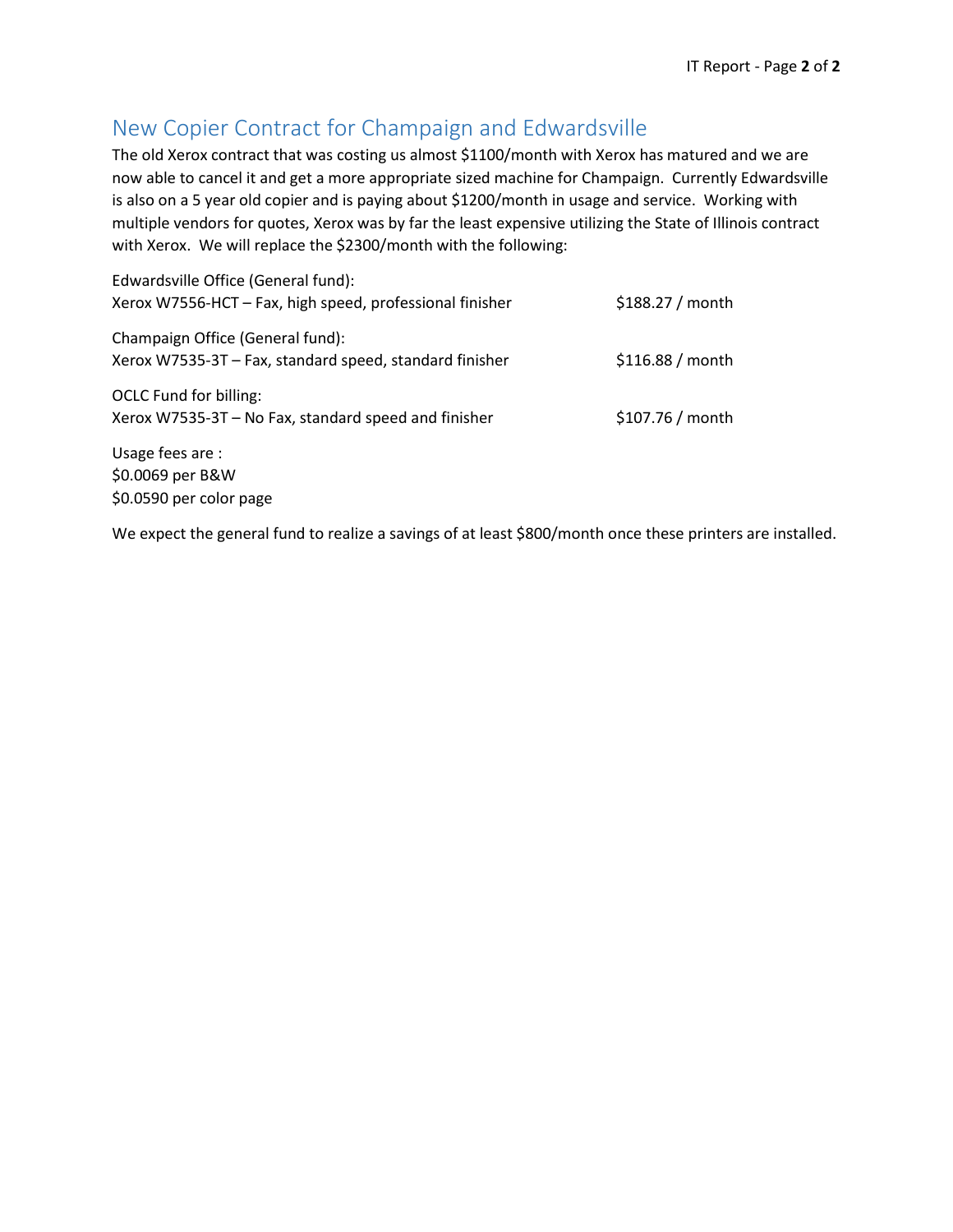## New Copier Contract for Champaign and Edwardsville

The old Xerox contract that was costing us almost $1100/month with Xerox has matured and we are now able to cancel it and get a more appropriate sized machine for Champaign. Currently Edwardsville is also on a 5 year old copier and is paying about $1200/month in usage and service. Working with multiple vendors for quotes, Xerox was by far the least expensive utilizing the State of Illinois contract with Xerox. We will replace the $2300/month with the following:

| | |
|---|---|
| Edwardsville Office (General fund): | |
| Xerox W7556-HCT – Fax, high speed, professional finisher | $188.27 / month |
| Champaign Office (General fund): | |
| Xerox W7535-3T – Fax, standard speed, standard finisher | $116.88 / month |
| OCLC Fund for billing: | |
| Xerox W7535-3T – No Fax, standard speed and finisher | $107.76 / month |

Usage fees are :
$0.0069 per B&W
$0.0590 per color page

We expect the general fund to realize a savings of at least $800/month once these printers are installed.